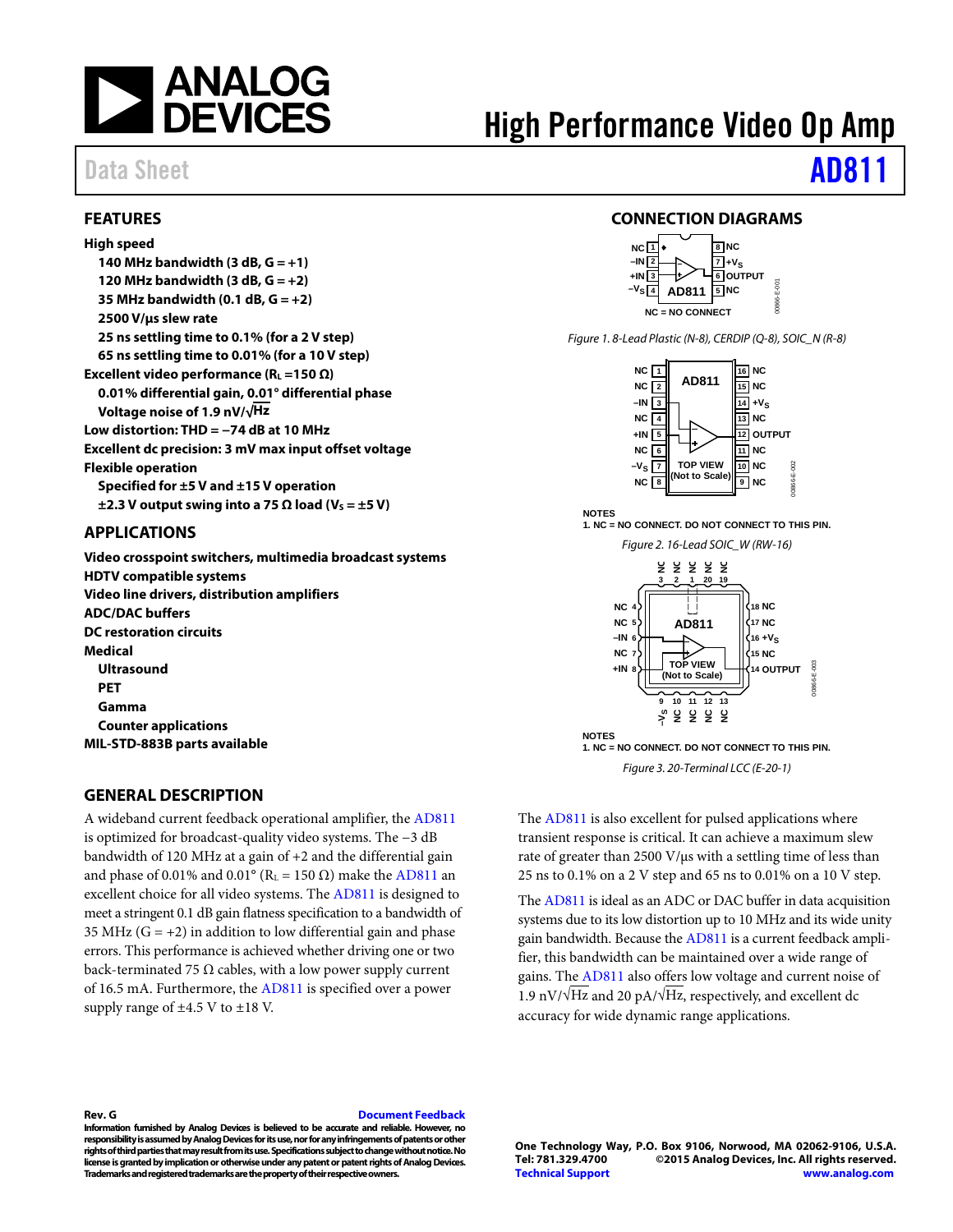# High Performance Video Op Amp

Data Sheet **AD811**

## FEATURES

**High speed**
- **140 MHz bandwidth (3 dB, G = +1)**
- **120 MHz bandwidth (3 dB, G = +2)**
- **35 MHz bandwidth (0.1 dB, G = +2)**
- **2500 V/µs slew rate**
- **25 ns settling time to 0.1% (for a 2 V step)**
- **65 ns settling time to 0.01% (for a 10 V step)**

**Excellent video performance ($R_L$ =150 Ω)**
- **0.01% differential gain, 0.01° differential phase**
- **Voltage noise of 1.9 nV/√Hz**

**Low distortion: THD = −74 dB at 10 MHz**

**Excellent dc precision: 3 mV max input offset voltage**

**Flexible operation**
- **Specified for ±5 V and ±15 V operation**
- **±2.3 V output swing into a 75 Ω load ($V_S$ = ±5 V)**

## APPLICATIONS

**Video crosspoint switchers, multimedia broadcast systems**

**HDTV compatible systems**

**Video line drivers, distribution amplifiers**

**ADC/DAC buffers**

**DC restoration circuits**

**Medical**
- **Ultrasound**
- **PET**
- **Gamma**
- **Counter applications**

**MIL-STD-883B parts available**

## CONNECTION DIAGRAMS

Figure 1. 8-Lead Plastic (N-8), CERDIP (Q-8), SOIC_N (R-8)

Figure 2. 16-Lead SOIC_W (RW-16)

Figure 3. 20-Terminal LCC (E-20-1)

## GENERAL DESCRIPTION

A wideband current feedback operational amplifier, the AD811 is optimized for broadcast-quality video systems. The −3 dB bandwidth of 120 MHz at a gain of +2 and the differential gain and phase of 0.01% and 0.01° ($R_L$ = 150 Ω) make the AD811 an excellent choice for all video systems. The AD811 is designed to meet a stringent 0.1 dB gain flatness specification to a bandwidth of 35 MHz (G = +2) in addition to low differential gain and phase errors. This performance is achieved whether driving one or two back-terminated 75 Ω cables, with a low power supply current of 16.5 mA. Furthermore, the AD811 is specified over a power supply range of ±4.5 V to ±18 V.

The AD811 is also excellent for pulsed applications where transient response is critical. It can achieve a maximum slew rate of greater than 2500 V/µs with a settling time of less than 25 ns to 0.1% on a 2 V step and 65 ns to 0.01% on a 10 V step.

The AD811 is ideal as an ADC or DAC buffer in data acquisition systems due to its low distortion up to 10 MHz and its wide unity gain bandwidth. Because the AD811 is a current feedback amplifier, this bandwidth can be maintained over a wide range of gains. The AD811 also offers low voltage and current noise of 1.9 nV/√Hz and 20 pA/√Hz, respectively, and excellent dc accuracy for wide dynamic range applications.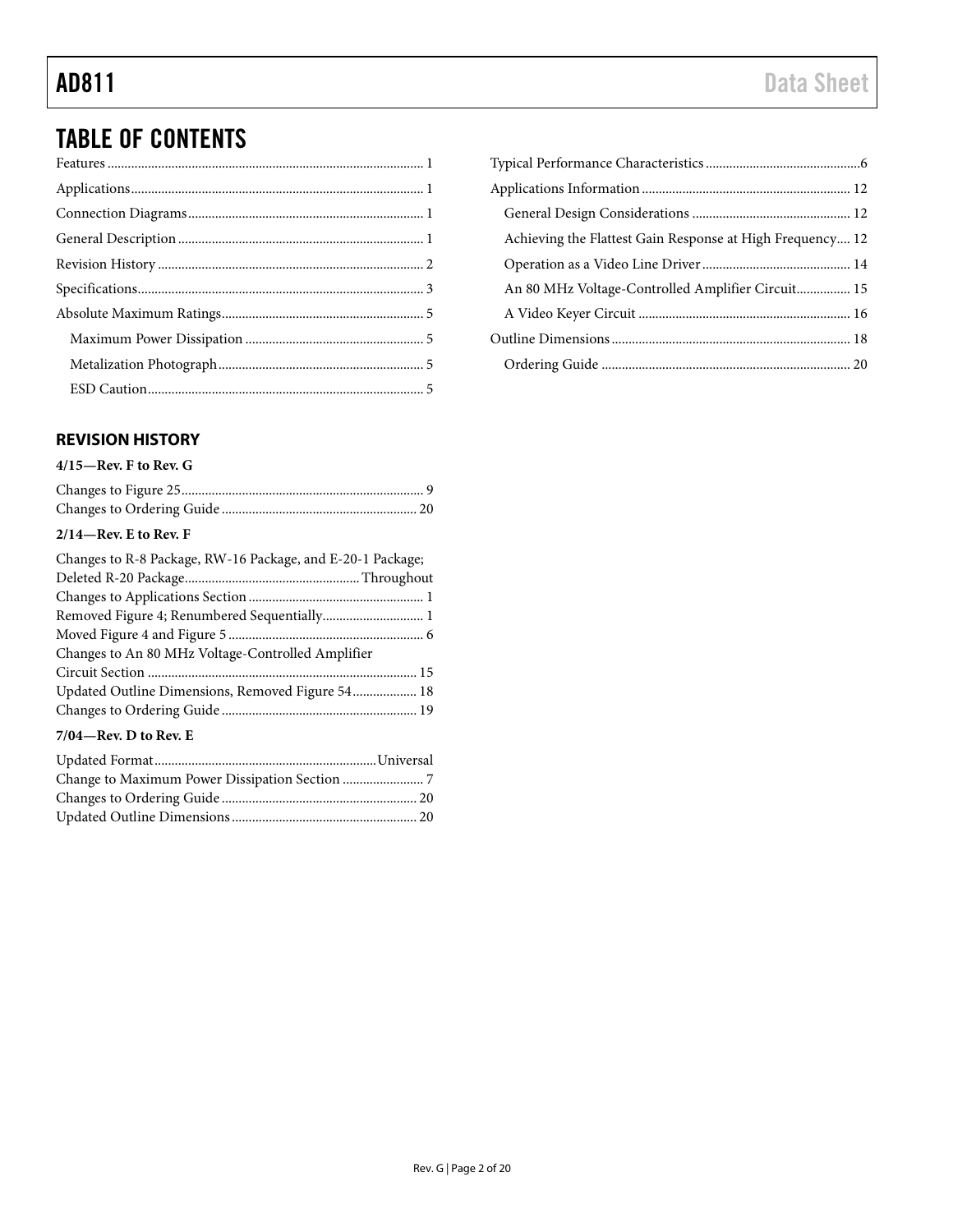# TABLE OF CONTENTS

Features ... 1
Applications ... 1
Connection Diagrams ... 1
General Description ... 1
Revision History ... 2
Specifications ... 3
Absolute Maximum Ratings ... 5
  Maximum Power Dissipation ... 5
  Metalization Photograph ... 5
  ESD Caution ... 5
Typical Performance Characteristics ... 6
Applications Information ... 12
  General Design Considerations ... 12
  Achieving the Flattest Gain Response at High Frequency ... 12
  Operation as a Video Line Driver ... 14
  An 80 MHz Voltage-Controlled Amplifier Circuit ... 15
  A Video Keyer Circuit ... 16
Outline Dimensions ... 18
  Ordering Guide ... 20

## REVISION HISTORY

**4/15—Rev. F to Rev. G**

Changes to Figure 25 ... 9
Changes to Ordering Guide ... 20

**2/14—Rev. E to Rev. F**

Changes to R-8 Package, RW-16 Package, and E-20-1 Package; Deleted R-20 Package ... Throughout
Changes to Applications Section ... 1
Removed Figure 4; Renumbered Sequentially ... 1
Moved Figure 4 and Figure 5 ... 6
Changes to An 80 MHz Voltage-Controlled Amplifier Circuit Section ... 15
Updated Outline Dimensions, Removed Figure 54 ... 18
Changes to Ordering Guide ... 19

**7/04—Rev. D to Rev. E**

Updated Format ... Universal
Change to Maximum Power Dissipation Section ... 7
Changes to Ordering Guide ... 20
Updated Outline Dimensions ... 20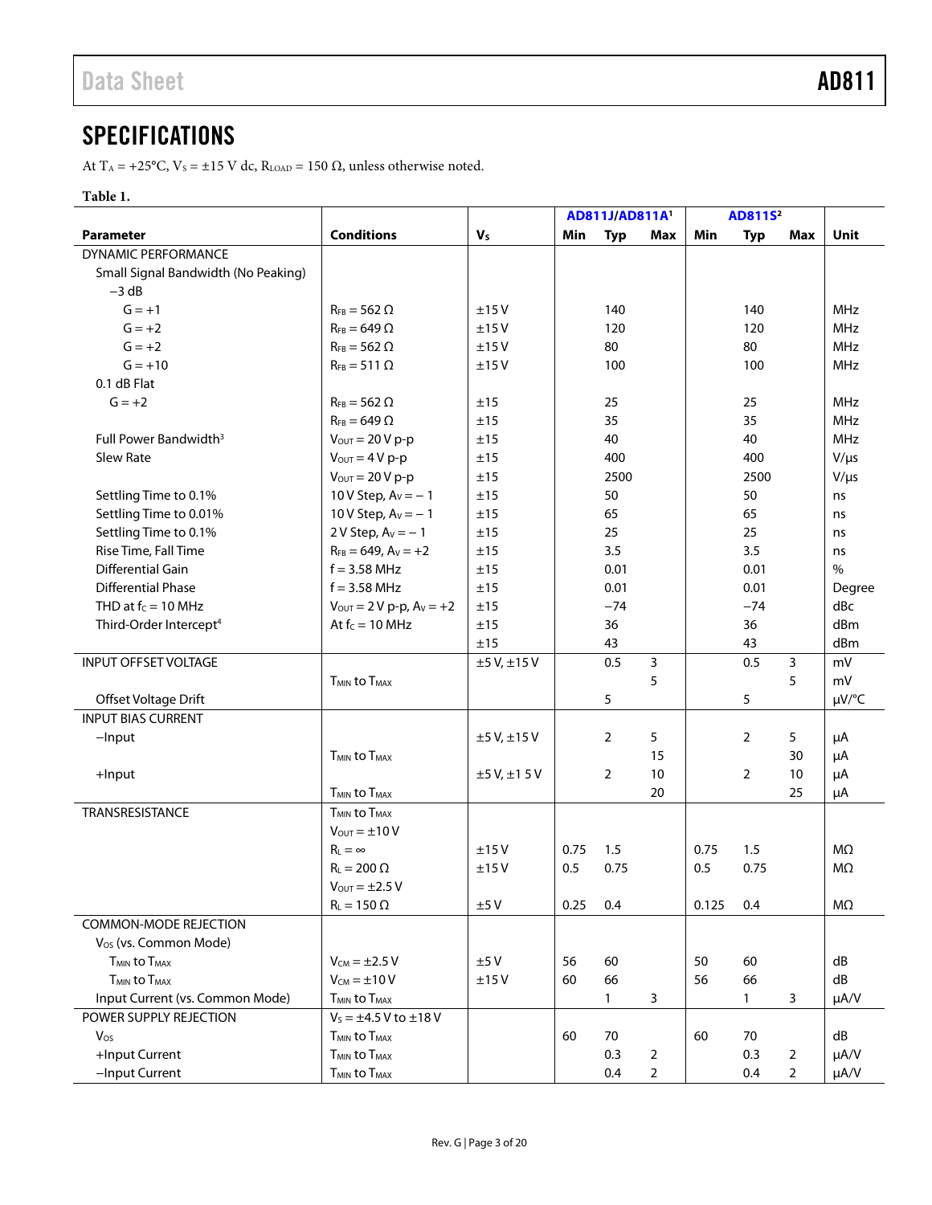## SPECIFICATIONS

At $T_A$ = +25°C, $V_S$ = ±15 V dc, $R_{LOAD}$ = 150 Ω, unless otherwise noted.

**Table 1.**

| Parameter | Conditions | $V_S$ | AD811J/AD811A[1] | | | AD811S[2] | | | Unit |
|---|---|---|---|---|---|---|---|---|---|
| | | | Min | Typ | Max | Min | Typ | Max | |
| DYNAMIC PERFORMANCE | | | | | | | | | |
| Small Signal Bandwidth (No Peaking) | | | | | | | | | |
| −3 dB | | | | | | | | | |
| G = +1 | $R_{FB}$ = 562 Ω | ±15 V | | 140 | | | 140 | | MHz |
| G = +2 | $R_{FB}$ = 649 Ω | ±15 V | | 120 | | | 120 | | MHz |
| G = +2 | $R_{FB}$ = 562 Ω | ±15 V | | 80 | | | 80 | | MHz |
| G = +10 | $R_{FB}$ = 511 Ω | ±15 V | | 100 | | | 100 | | MHz |
| 0.1 dB Flat | | | | | | | | | |
| G = +2 | $R_{FB}$ = 562 Ω | ±15 | | 25 | | | 25 | | MHz |
| | $R_{FB}$ = 649 Ω | ±15 | | 35 | | | 35 | | MHz |
| Full Power Bandwidth[3] | $V_{OUT}$ = 20 V p-p | ±15 | | 40 | | | 40 | | MHz |
| Slew Rate | $V_{OUT}$ = 4 V p-p | ±15 | | 400 | | | 400 | | V/µs |
| | $V_{OUT}$ = 20 V p-p | ±15 | | 2500 | | | 2500 | | V/µs |
| Settling Time to 0.1% | 10 V Step, $A_V$ = − 1 | ±15 | | 50 | | | 50 | | ns |
| Settling Time to 0.01% | 10 V Step, $A_V$ = − 1 | ±15 | | 65 | | | 65 | | ns |
| Settling Time to 0.1% | 2 V Step, $A_V$ = − 1 | ±15 | | 25 | | | 25 | | ns |
| Rise Time, Fall Time | $R_{FB}$ = 649, $A_V$ = +2 | ±15 | | 3.5 | | | 3.5 | | ns |
| Differential Gain | f = 3.58 MHz | ±15 | | 0.01 | | | 0.01 | | % |
| Differential Phase | f = 3.58 MHz | ±15 | | 0.01 | | | 0.01 | | Degree |
| THD at $f_C$ = 10 MHz | $V_{OUT}$ = 2 V p-p, $A_V$ = +2 | ±15 | | −74 | | | −74 | | dBc |
| Third-Order Intercept[4] | At $f_C$ = 10 MHz | ±15 | | 36 | | | 36 | | dBm |
| | | ±15 | | 43 | | | 43 | | dBm |
| INPUT OFFSET VOLTAGE | | ±5 V, ±15 V | | 0.5 | 3 | | 0.5 | 3 | mV |
| | $T_{MIN}$ to $T_{MAX}$ | | | | 5 | | | 5 | mV |
| Offset Voltage Drift | | | | 5 | | | 5 | | µV/°C |
| INPUT BIAS CURRENT | | | | | | | | | |
| −Input | | ±5 V, ±15 V | | 2 | 5 | | 2 | 5 | µA |
| | $T_{MIN}$ to $T_{MAX}$ | | | | 15 | | | 30 | µA |
| +Input | | ±5 V, ±1 5 V | | 2 | 10 | | 2 | 10 | µA |
| | $T_{MIN}$ to $T_{MAX}$ | | | | 20 | | | 25 | µA |
| TRANSRESISTANCE | $T_{MIN}$ to $T_{MAX}$ | | | | | | | | |
| | $V_{OUT}$ = ±10 V | | | | | | | | |
| | $R_L$ = ∞ | ±15 V | 0.75 | 1.5 | | 0.75 | 1.5 | | MΩ |
| | $R_L$ = 200 Ω | ±15 V | 0.5 | 0.75 | | 0.5 | 0.75 | | MΩ |
| | $V_{OUT}$ = ±2.5 V | | | | | | | | |
| | $R_L$ = 150 Ω | ±5 V | 0.25 | 0.4 | | 0.125 | 0.4 | | MΩ |
| COMMON-MODE REJECTION | | | | | | | | | |
| $V_{OS}$ (vs. Common Mode) | | | | | | | | | |
| $T_{MIN}$ to $T_{MAX}$ | $V_{CM}$ = ±2.5 V | ±5 V | 56 | 60 | | 50 | 60 | | dB |
| $T_{MIN}$ to $T_{MAX}$ | $V_{CM}$ = ±10 V | ±15 V | 60 | 66 | | 56 | 66 | | dB |
| Input Current (vs. Common Mode) | $T_{MIN}$ to $T_{MAX}$ | | | 1 | 3 | | 1 | 3 | µA/V |
| POWER SUPPLY REJECTION | $V_S$ = ±4.5 V to ±18 V | | | | | | | | |
| $V_{OS}$ | $T_{MIN}$ to $T_{MAX}$ | | 60 | 70 | | 60 | 70 | | dB |
| +Input Current | $T_{MIN}$ to $T_{MAX}$ | | | 0.3 | 2 | | 0.3 | 2 | µA/V |
| −Input Current | $T_{MIN}$ to $T_{MAX}$ | | | 0.4 | 2 | | 0.4 | 2 | µA/V |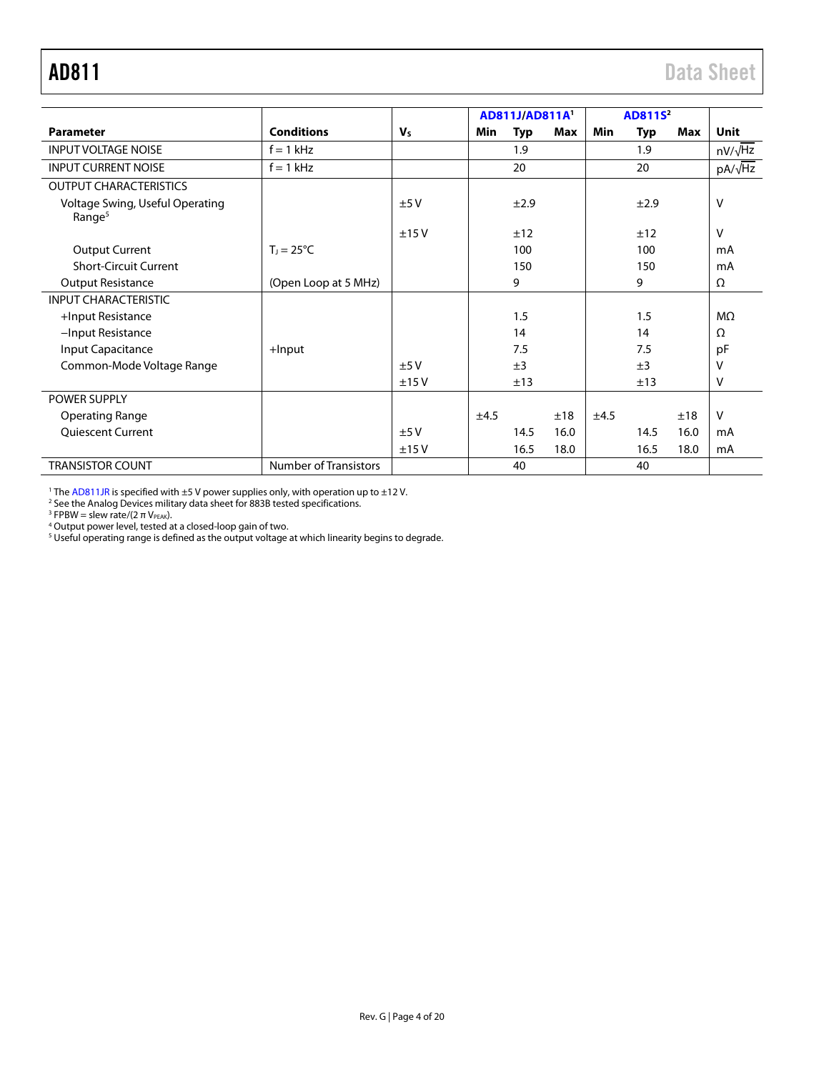| Parameter | Conditions | $V_S$ | AD811J/AD811A[1] Min | Typ | Max | AD811S[2] Min | Typ | Max | Unit |
|---|---|---|---|---|---|---|---|---|---|
| INPUT VOLTAGE NOISE | f = 1 kHz | | | 1.9 | | | 1.9 | | nV/√Hz |
| INPUT CURRENT NOISE | f = 1 kHz | | | 20 | | | 20 | | pA/√Hz |
| OUTPUT CHARACTERISTICS | | | | | | | | | |
| Voltage Swing, Useful Operating Range[5] | | ±5 V | | ±2.9 | | | ±2.9 | | V |
| | | ±15 V | | ±12 | | | ±12 | | V |
| Output Current | $T_J$ = 25°C | | | 100 | | | 100 | | mA |
| Short-Circuit Current | | | | 150 | | | 150 | | mA |
| Output Resistance | (Open Loop at 5 MHz) | | | 9 | | | 9 | | Ω |
| INPUT CHARACTERISTIC | | | | | | | | | |
| +Input Resistance | | | | 1.5 | | | 1.5 | | MΩ |
| −Input Resistance | | | | 14 | | | 14 | | Ω |
| Input Capacitance | +Input | | | 7.5 | | | 7.5 | | pF |
| Common-Mode Voltage Range | | ±5 V | | ±3 | | | ±3 | | V |
| | | ±15 V | | ±13 | | | ±13 | | V |
| POWER SUPPLY | | | | | | | | | |
| Operating Range | | | ±4.5 | | ±18 | ±4.5 | | ±18 | V |
| Quiescent Current | | ±5 V | | 14.5 | 16.0 | | 14.5 | 16.0 | mA |
| | | ±15 V | | 16.5 | 18.0 | | 16.5 | 18.0 | mA |
| TRANSISTOR COUNT | Number of Transistors | | | 40 | | | 40 | | |

[1] The AD811JR is specified with ±5 V power supplies only, with operation up to ±12 V.
[2] See the Analog Devices military data sheet for 883B tested specifications.
[3] FPBW = slew rate/(2 π $V_{PEAK}$).
[4] Output power level, tested at a closed-loop gain of two.
[5] Useful operating range is defined as the output voltage at which linearity begins to degrade.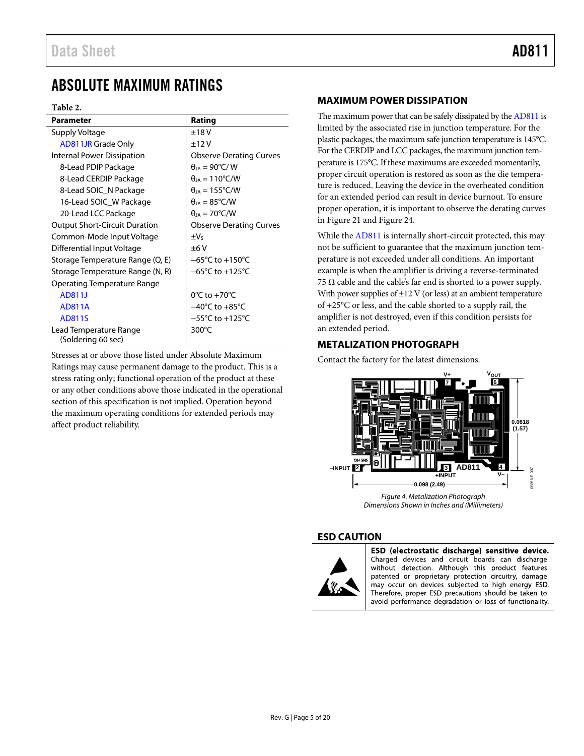# ABSOLUTE MAXIMUM RATINGS

**Table 2.**

| Parameter | Rating |
|---|---|
| Supply Voltage | ±18 V |
| AD811JR Grade Only | ±12 V |
| Internal Power Dissipation | Observe Derating Curves |
| 8-Lead PDIP Package | $\theta_{JA}$ = 90°C/ W |
| 8-Lead CERDIP Package | $\theta_{JA}$ = 110°C/W |
| 8-Lead SOIC_N Package | $\theta_{JA}$ = 155°C/W |
| 16-Lead SOIC_W Package | $\theta_{JA}$ = 85°C/W |
| 20-Lead LCC Package | $\theta_{JA}$ = 70°C/W |
| Output Short-Circuit Duration | Observe Derating Curves |
| Common-Mode Input Voltage | $\pm V_S$ |
| Differential Input Voltage | ±6 V |
| Storage Temperature Range (Q, E) | −65°C to +150°C |
| Storage Temperature Range (N, R) | −65°C to +125°C |
| Operating Temperature Range | |
| AD811J | 0°C to +70°C |
| AD811A | −40°C to +85°C |
| AD811S | −55°C to +125°C |
| Lead Temperature Range (Soldering 60 sec) | 300°C |

Stresses at or above those listed under Absolute Maximum Ratings may cause permanent damage to the product. This is a stress rating only; functional operation of the product at these or any other conditions above those indicated in the operational section of this specification is not implied. Operation beyond the maximum operating conditions for extended periods may affect product reliability.

## MAXIMUM POWER DISSIPATION

The maximum power that can be safely dissipated by the AD811 is limited by the associated rise in junction temperature. For the plastic packages, the maximum safe junction temperature is 145°C. For the CERDIP and LCC packages, the maximum junction temperature is 175°C. If these maximums are exceeded momentarily, proper circuit operation is restored as soon as the die temperature is reduced. Leaving the device in the overheated condition for an extended period can result in device burnout. To ensure proper operation, it is important to observe the derating curves in Figure 21 and Figure 24.

While the AD811 is internally short-circuit protected, this may not be sufficient to guarantee that the maximum junction temperature is not exceeded under all conditions. An important example is when the amplifier is driving a reverse-terminated 75 Ω cable and the cable's far end is shorted to a power supply. With power supplies of ±12 V (or less) at an ambient temperature of +25°C or less, and the cable shorted to a supply rail, the amplifier is not destroyed, even if this condition persists for an extended period.

## METALIZATION PHOTOGRAPH

Contact the factory for the latest dimensions.

*Figure 4. Metalization Photograph Dimensions Shown in Inches and (Millimeters)*

## ESD CAUTION

**ESD (electrostatic discharge) sensitive device.** Charged devices and circuit boards can discharge without detection. Although this product features patented or proprietary protection circuitry, damage may occur on devices subjected to high energy ESD. Therefore, proper ESD precautions should be taken to avoid performance degradation or loss of functionality.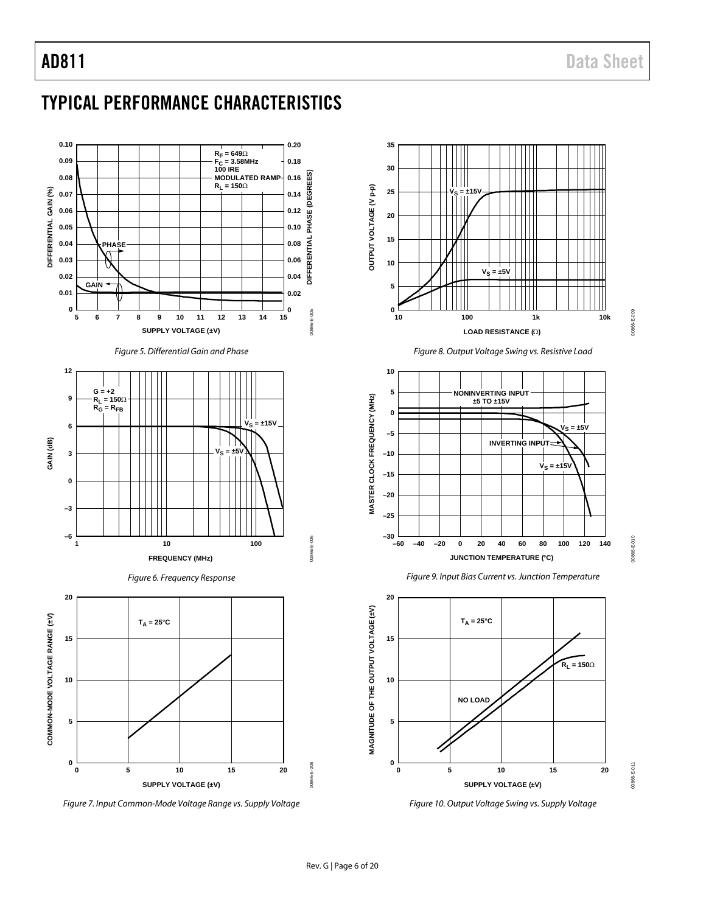## TYPICAL PERFORMANCE CHARACTERISTICS

*Figure 5. Differential Gain and Phase*

*Figure 6. Frequency Response*

*Figure 7. Input Common-Mode Voltage Range vs. Supply Voltage*

*Figure 8. Output Voltage Swing vs. Resistive Load*

*Figure 9. Input Bias Current vs. Junction Temperature*

*Figure 10. Output Voltage Swing vs. Supply Voltage*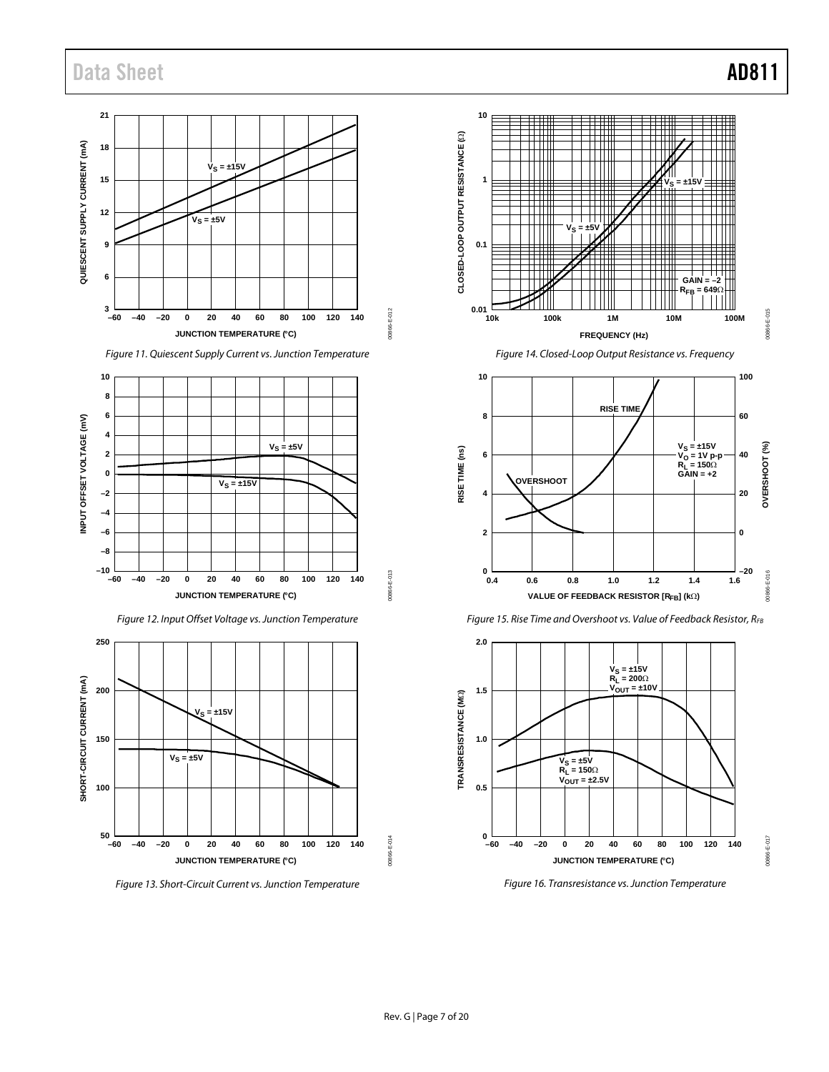Figure 11. Quiescent Supply Current vs. Junction Temperature

Figure 12. Input Offset Voltage vs. Junction Temperature

Figure 13. Short-Circuit Current vs. Junction Temperature

Figure 14. Closed-Loop Output Resistance vs. Frequency

Figure 15. Rise Time and Overshoot vs. Value of Feedback Resistor, $R_{FB}$

Figure 16. Transresistance vs. Junction Temperature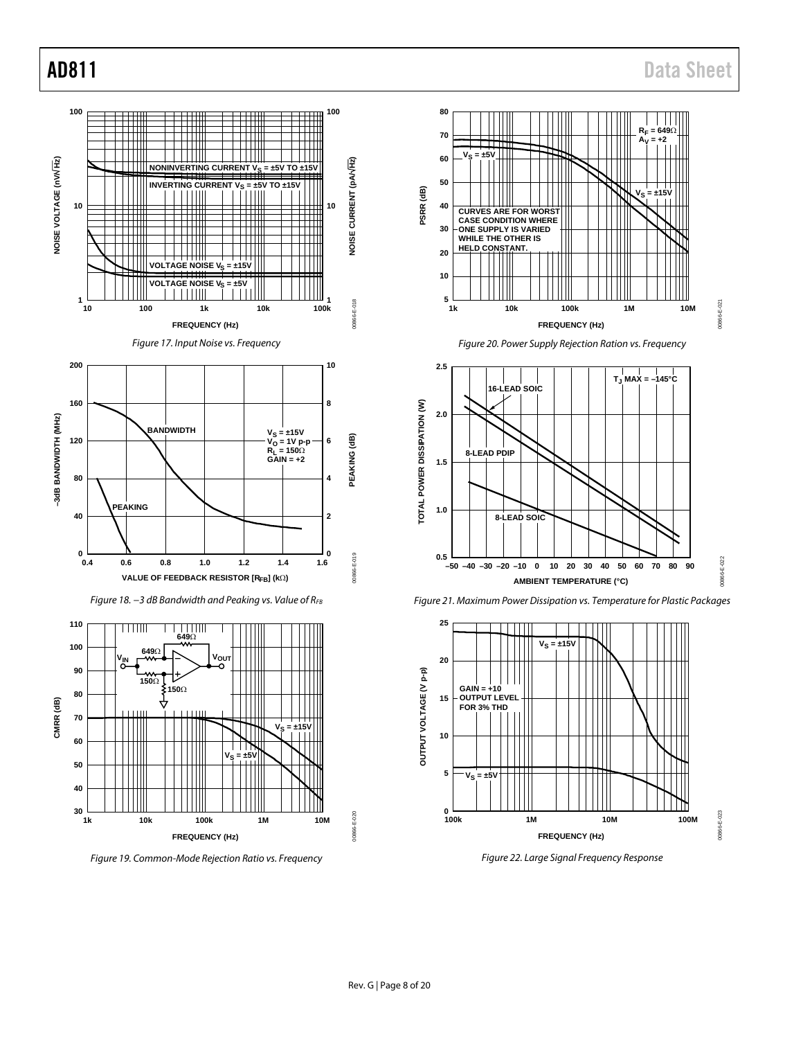Figure 17. Input Noise vs. Frequency

Figure 18. −3 dB Bandwidth and Peaking vs. Value of $R_{FB}$

Figure 19. Common-Mode Rejection Ratio vs. Frequency

Figure 20. Power Supply Rejection Ration vs. Frequency

Figure 21. Maximum Power Dissipation vs. Temperature for Plastic Packages

Figure 22. Large Signal Frequency Response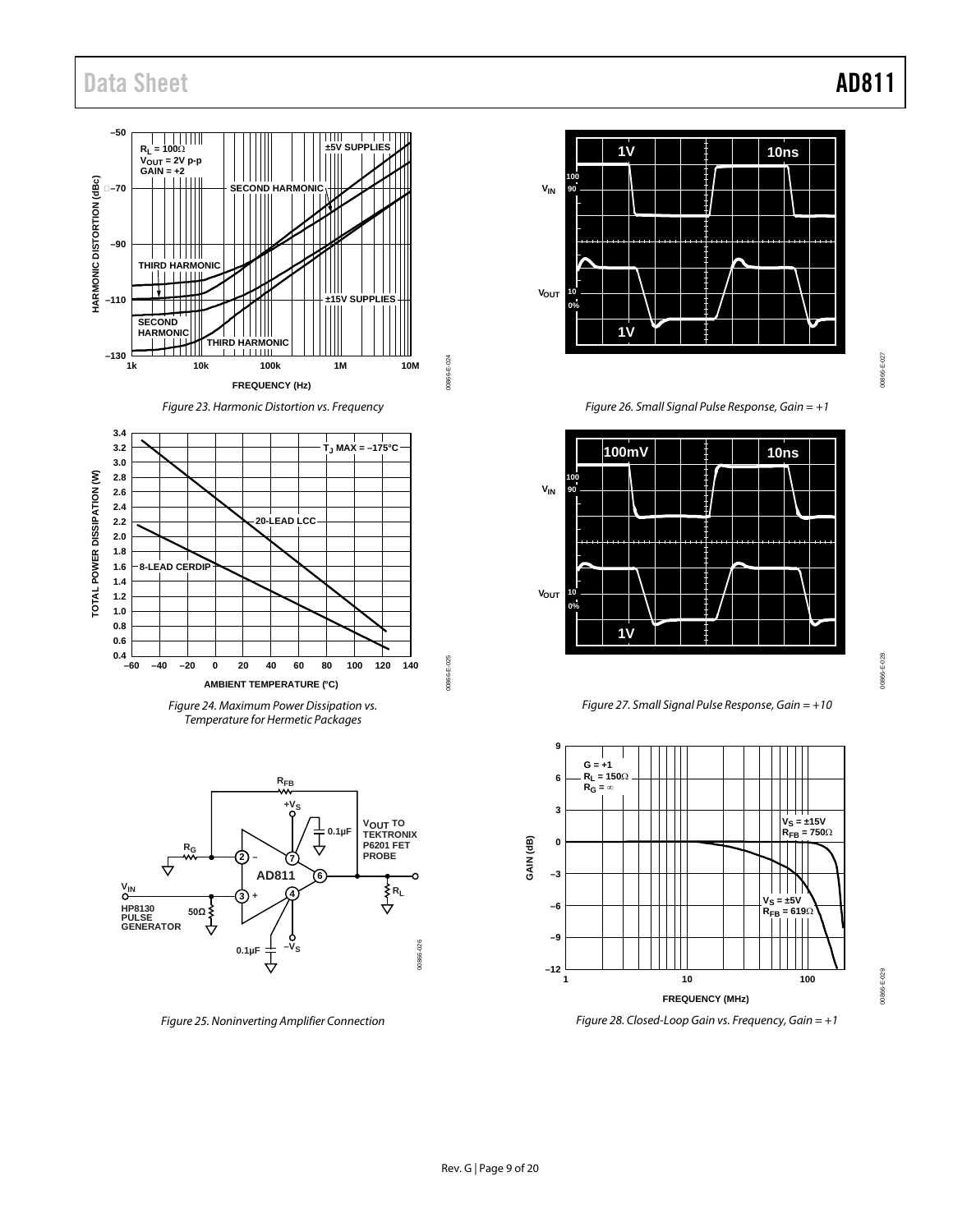Figure 23. Harmonic Distortion vs. Frequency

Figure 24. Maximum Power Dissipation vs. Temperature for Hermetic Packages

Figure 25. Noninverting Amplifier Connection

Figure 26. Small Signal Pulse Response, Gain = +1

Figure 27. Small Signal Pulse Response, Gain = +10

Figure 28. Closed-Loop Gain vs. Frequency, Gain = +1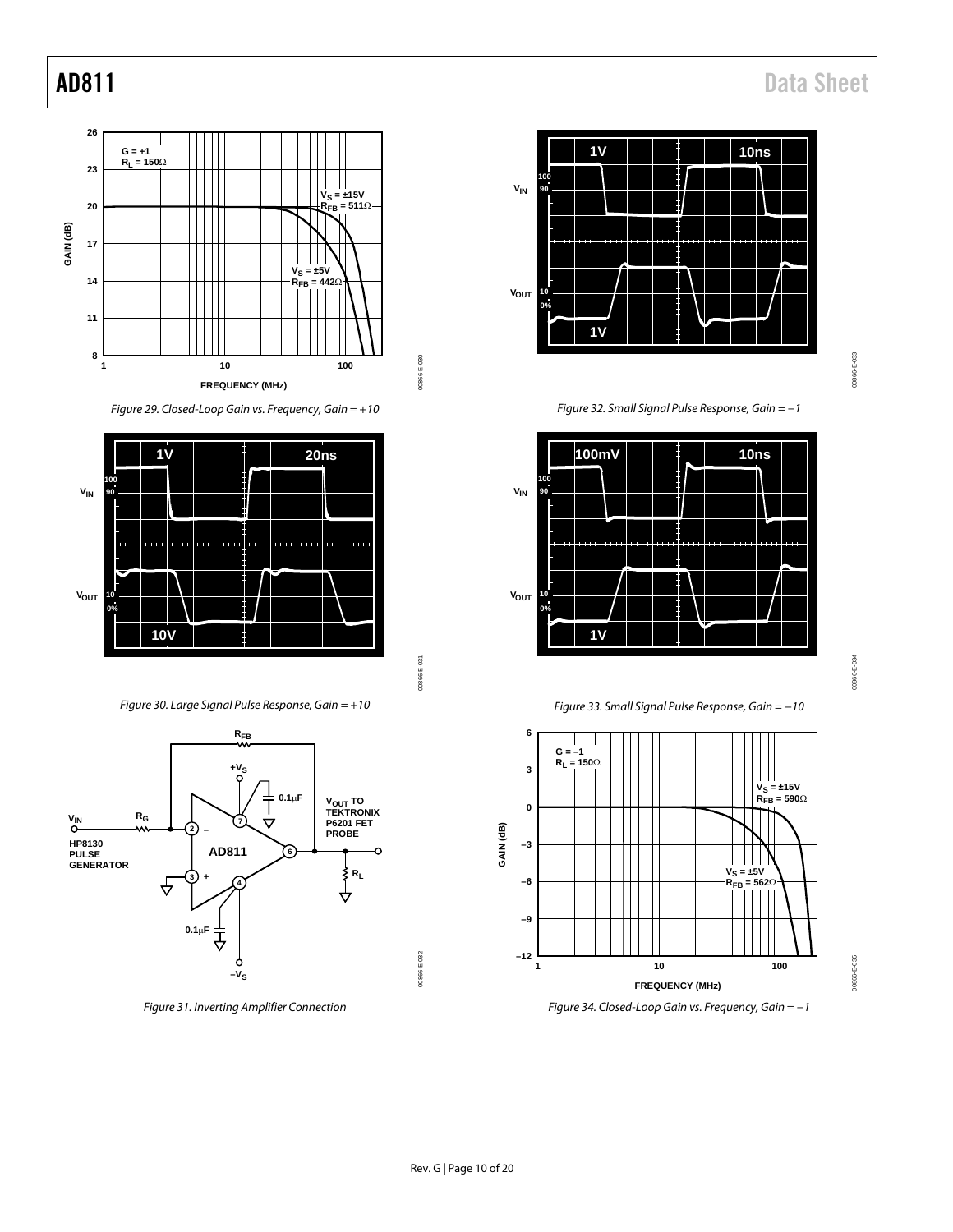Figure 29. Closed-Loop Gain vs. Frequency, Gain = +10

Figure 30. Large Signal Pulse Response, Gain = +10

Figure 31. Inverting Amplifier Connection

Figure 32. Small Signal Pulse Response, Gain = −1

Figure 33. Small Signal Pulse Response, Gain = −10

Figure 34. Closed-Loop Gain vs. Frequency, Gain = −1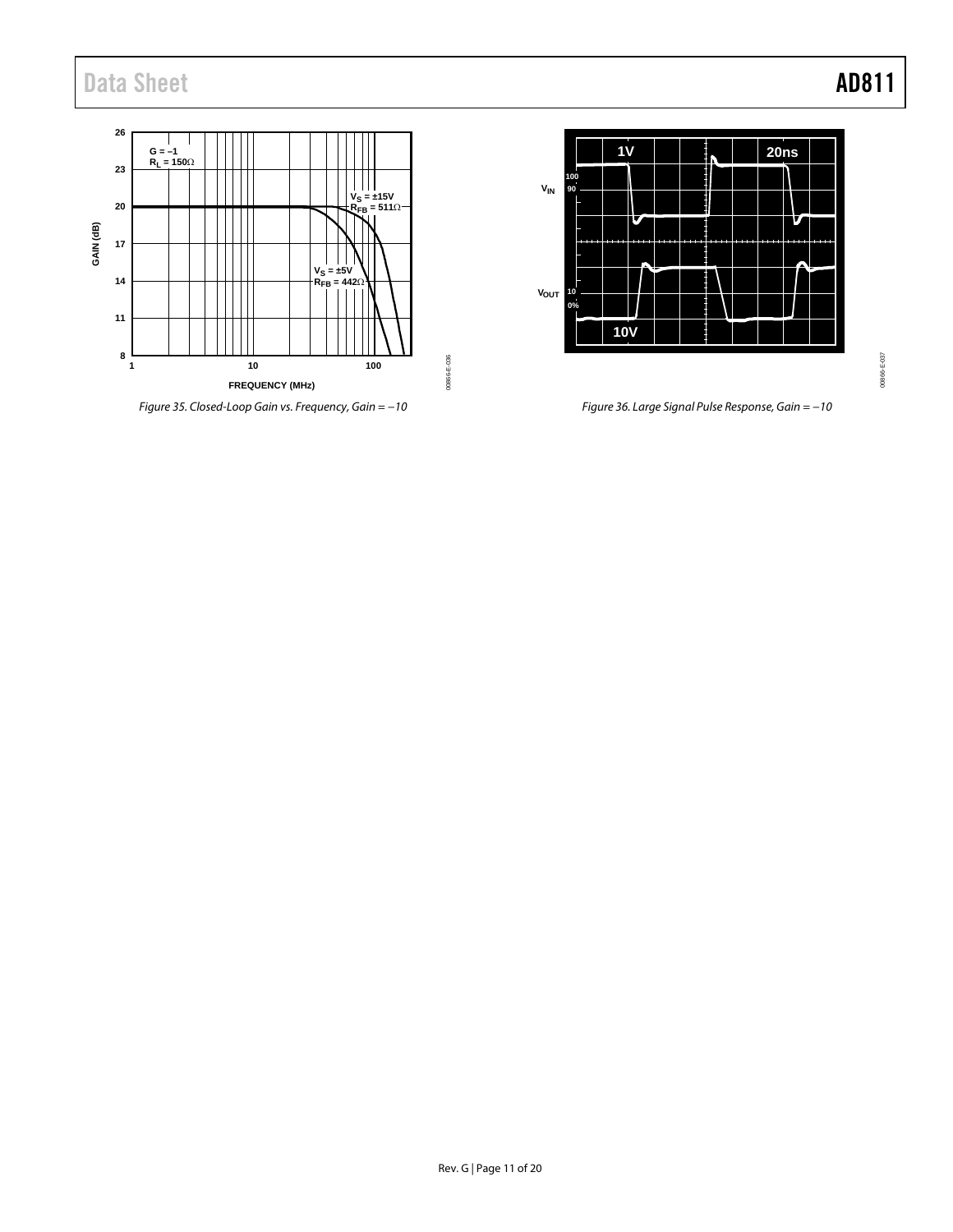Figure 35. Closed-Loop Gain vs. Frequency, Gain = −10

Figure 36. Large Signal Pulse Response, Gain = −10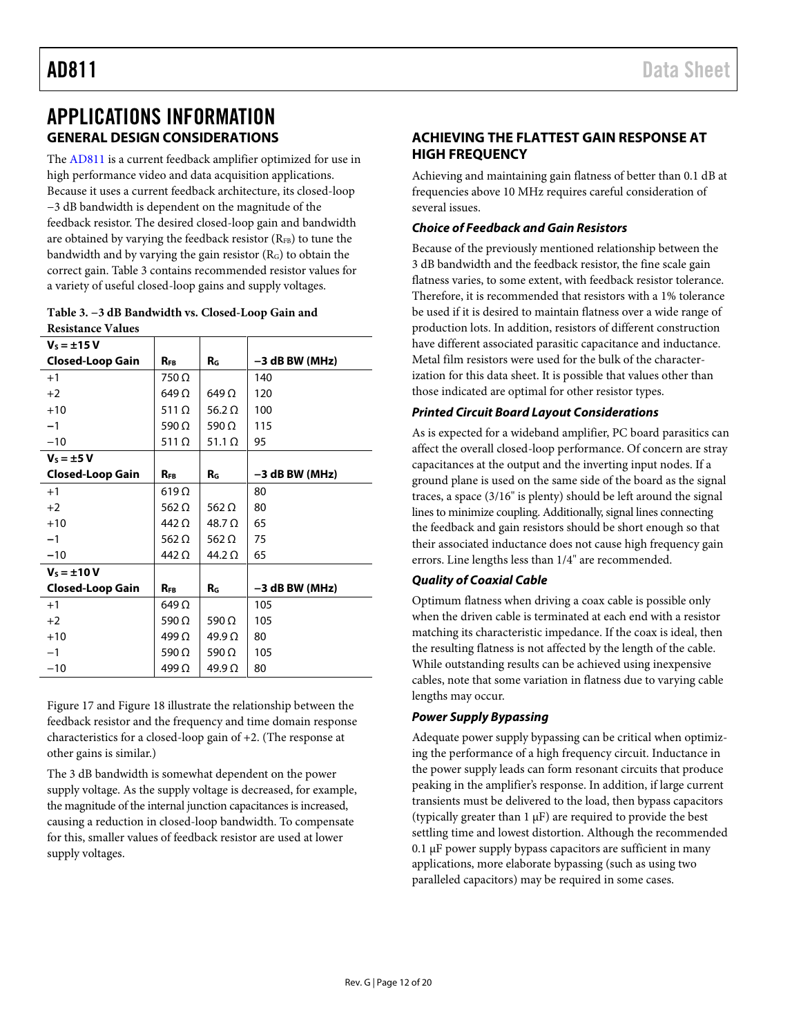# APPLICATIONS INFORMATION

## GENERAL DESIGN CONSIDERATIONS

The AD811 is a current feedback amplifier optimized for use in high performance video and data acquisition applications. Because it uses a current feedback architecture, its closed-loop −3 dB bandwidth is dependent on the magnitude of the feedback resistor. The desired closed-loop gain and bandwidth are obtained by varying the feedback resistor ($R_{FB}$) to tune the bandwidth and by varying the gain resistor ($R_G$) to obtain the correct gain. Table 3 contains recommended resistor values for a variety of useful closed-loop gains and supply voltages.

**Table 3. −3 dB Bandwidth vs. Closed-Loop Gain and Resistance Values**

| $V_S$ = ±15 V | | | |
|---|---|---|---|
| **Closed-Loop Gain** | $R_{FB}$ | $R_G$ | **−3 dB BW (MHz)** |
| +1 | 750 Ω | | 140 |
| +2 | 649 Ω | 649 Ω | 120 |
| +10 | 511 Ω | 56.2 Ω | 100 |
| −1 | 590 Ω | 590 Ω | 115 |
| −10 | 511 Ω | 51.1 Ω | 95 |
| $V_S$ = ±5 V | | | |
| **Closed-Loop Gain** | $R_{FB}$ | $R_G$ | **−3 dB BW (MHz)** |
| +1 | 619 Ω | | 80 |
| +2 | 562 Ω | 562 Ω | 80 |
| +10 | 442 Ω | 48.7 Ω | 65 |
| −1 | 562 Ω | 562 Ω | 75 |
| −10 | 442 Ω | 44.2 Ω | 65 |
| $V_S$ = ±10 V | | | |
| **Closed-Loop Gain** | $R_{FB}$ | $R_G$ | **−3 dB BW (MHz)** |
| +1 | 649 Ω | | 105 |
| +2 | 590 Ω | 590 Ω | 105 |
| +10 | 499 Ω | 49.9 Ω | 80 |
| −1 | 590 Ω | 590 Ω | 105 |
| −10 | 499 Ω | 49.9 Ω | 80 |

Figure 17 and Figure 18 illustrate the relationship between the feedback resistor and the frequency and time domain response characteristics for a closed-loop gain of +2. (The response at other gains is similar.)

The 3 dB bandwidth is somewhat dependent on the power supply voltage. As the supply voltage is decreased, for example, the magnitude of the internal junction capacitances is increased, causing a reduction in closed-loop bandwidth. To compensate for this, smaller values of feedback resistor are used at lower supply voltages.

## ACHIEVING THE FLATTEST GAIN RESPONSE AT HIGH FREQUENCY

Achieving and maintaining gain flatness of better than 0.1 dB at frequencies above 10 MHz requires careful consideration of several issues.

### *Choice of Feedback and Gain Resistors*

Because of the previously mentioned relationship between the 3 dB bandwidth and the feedback resistor, the fine scale gain flatness varies, to some extent, with feedback resistor tolerance. Therefore, it is recommended that resistors with a 1% tolerance be used if it is desired to maintain flatness over a wide range of production lots. In addition, resistors of different construction have different associated parasitic capacitance and inductance. Metal film resistors were used for the bulk of the characterization for this data sheet. It is possible that values other than those indicated are optimal for other resistor types.

### *Printed Circuit Board Layout Considerations*

As is expected for a wideband amplifier, PC board parasitics can affect the overall closed-loop performance. Of concern are stray capacitances at the output and the inverting input nodes. If a ground plane is used on the same side of the board as the signal traces, a space (3/16" is plenty) should be left around the signal lines to minimize coupling. Additionally, signal lines connecting the feedback and gain resistors should be short enough so that their associated inductance does not cause high frequency gain errors. Line lengths less than 1/4" are recommended.

### *Quality of Coaxial Cable*

Optimum flatness when driving a coax cable is possible only when the driven cable is terminated at each end with a resistor matching its characteristic impedance. If the coax is ideal, then the resulting flatness is not affected by the length of the cable. While outstanding results can be achieved using inexpensive cables, note that some variation in flatness due to varying cable lengths may occur.

### *Power Supply Bypassing*

Adequate power supply bypassing can be critical when optimizing the performance of a high frequency circuit. Inductance in the power supply leads can form resonant circuits that produce peaking in the amplifier's response. In addition, if large current transients must be delivered to the load, then bypass capacitors (typically greater than 1 μF) are required to provide the best settling time and lowest distortion. Although the recommended 0.1 μF power supply bypass capacitors are sufficient in many applications, more elaborate bypassing (such as using two paralleled capacitors) may be required in some cases.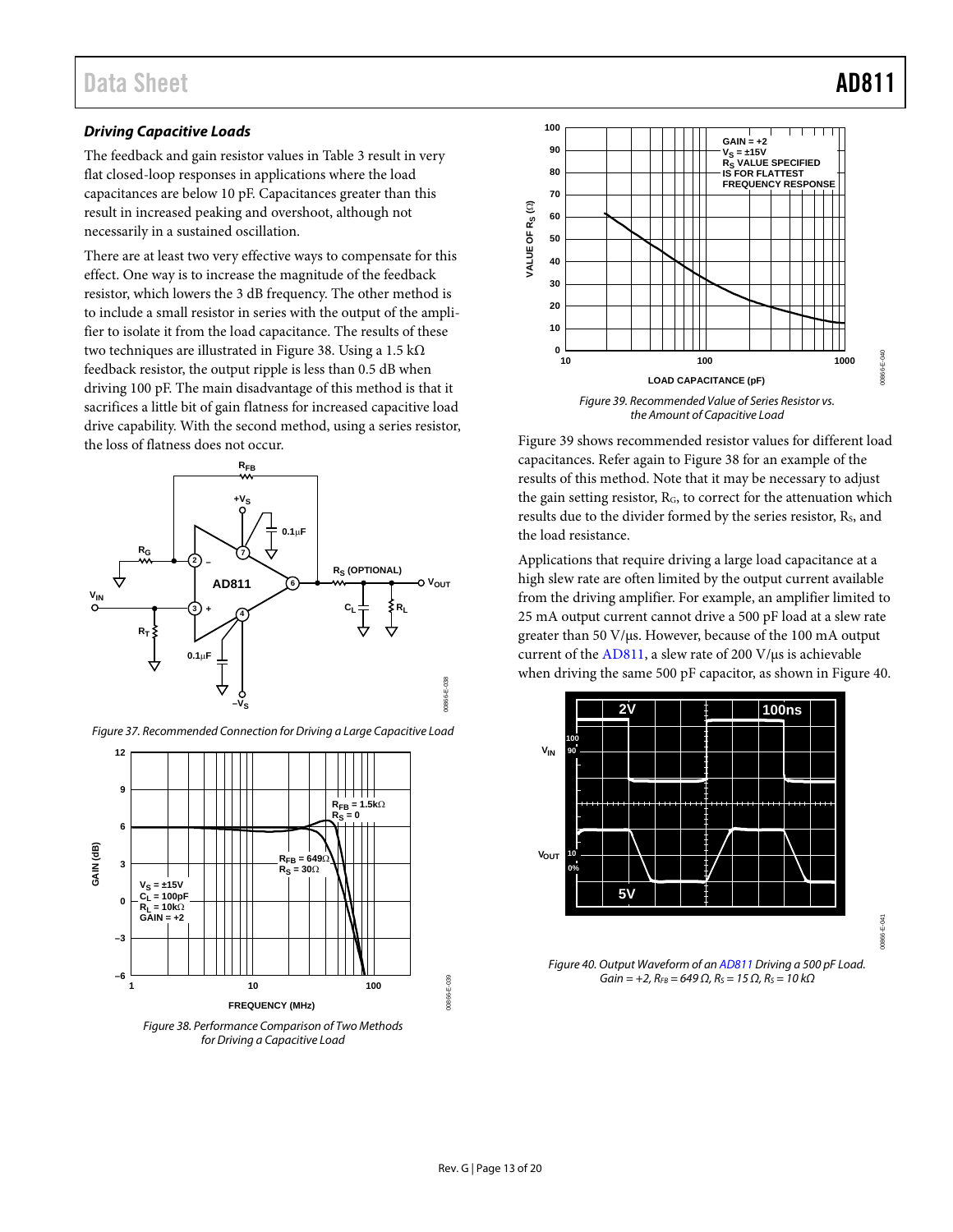### *Driving Capacitive Loads*

The feedback and gain resistor values in Table 3 result in very flat closed-loop responses in applications where the load capacitances are below 10 pF. Capacitances greater than this result in increased peaking and overshoot, although not necessarily in a sustained oscillation.

There are at least two very effective ways to compensate for this effect. One way is to increase the magnitude of the feedback resistor, which lowers the 3 dB frequency. The other method is to include a small resistor in series with the output of the amplifier to isolate it from the load capacitance. The results of these two techniques are illustrated in Figure 38. Using a 1.5 kΩ feedback resistor, the output ripple is less than 0.5 dB when driving 100 pF. The main disadvantage of this method is that it sacrifices a little bit of gain flatness for increased capacitive load drive capability. With the second method, using a series resistor, the loss of flatness does not occur.

*Figure 37. Recommended Connection for Driving a Large Capacitive Load*

*Figure 38. Performance Comparison of Two Methods for Driving a Capacitive Load*

*Figure 39. Recommended Value of Series Resistor vs. the Amount of Capacitive Load*

Figure 39 shows recommended resistor values for different load capacitances. Refer again to Figure 38 for an example of the results of this method. Note that it may be necessary to adjust the gain setting resistor, $R_G$, to correct for the attenuation which results due to the divider formed by the series resistor, $R_S$, and the load resistance.

Applications that require driving a large load capacitance at a high slew rate are often limited by the output current available from the driving amplifier. For example, an amplifier limited to 25 mA output current cannot drive a 500 pF load at a slew rate greater than 50 V/µs. However, because of the 100 mA output current of the AD811, a slew rate of 200 V/µs is achievable when driving the same 500 pF capacitor, as shown in Figure 40.

*Figure 40. Output Waveform of an AD811 Driving a 500 pF Load. Gain = +2, $R_{FB}$ = 649 Ω, $R_S$ = 15 Ω, $R_S$ = 10 kΩ*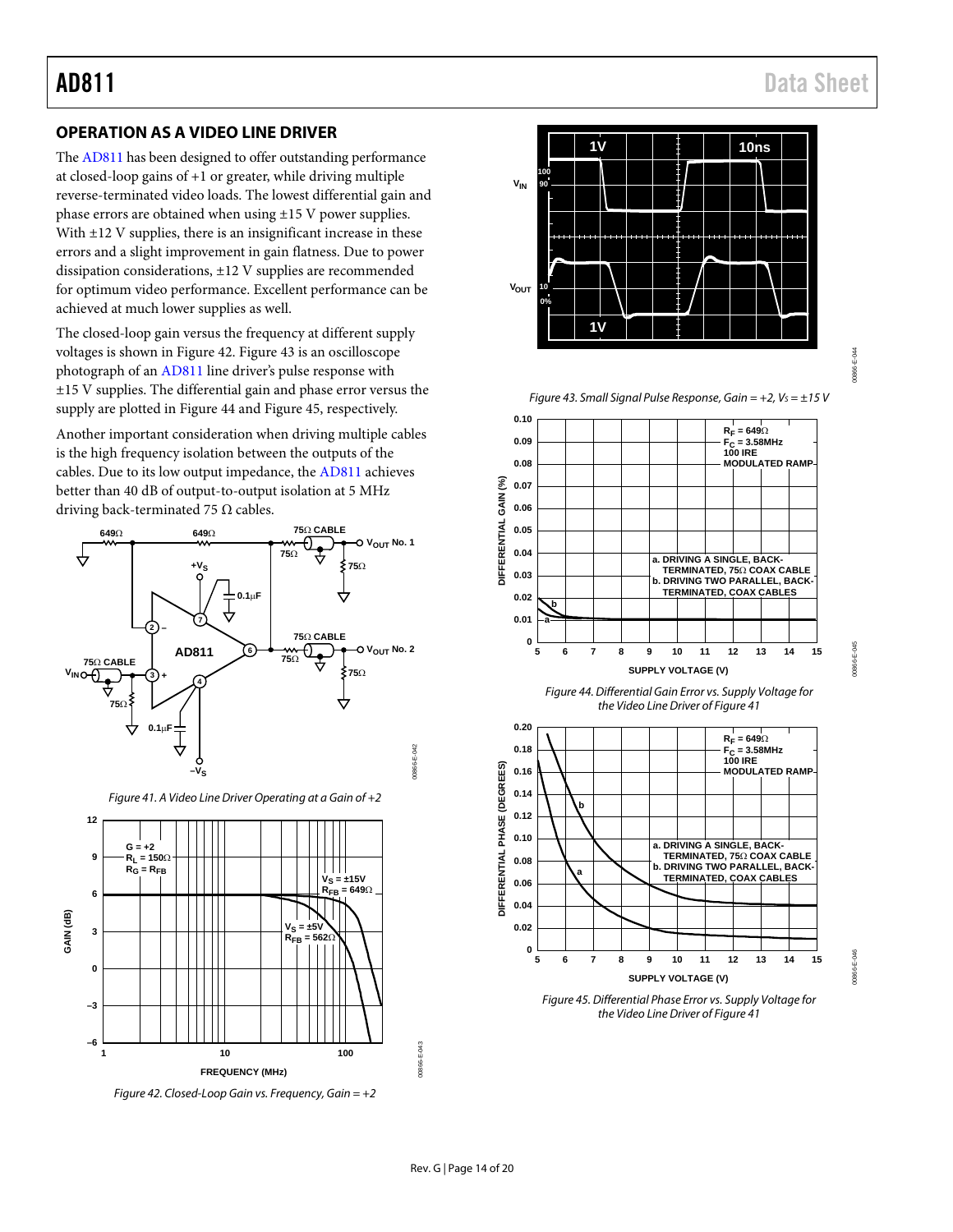## OPERATION AS A VIDEO LINE DRIVER

The AD811 has been designed to offer outstanding performance at closed-loop gains of +1 or greater, while driving multiple reverse-terminated video loads. The lowest differential gain and phase errors are obtained when using ±15 V power supplies. With ±12 V supplies, there is an insignificant increase in these errors and a slight improvement in gain flatness. Due to power dissipation considerations, ±12 V supplies are recommended for optimum video performance. Excellent performance can be achieved at much lower supplies as well.

The closed-loop gain versus the frequency at different supply voltages is shown in Figure 42. Figure 43 is an oscilloscope photograph of an AD811 line driver's pulse response with ±15 V supplies. The differential gain and phase error versus the supply are plotted in Figure 44 and Figure 45, respectively.

Another important consideration when driving multiple cables is the high frequency isolation between the outputs of the cables. Due to its low output impedance, the AD811 achieves better than 40 dB of output-to-output isolation at 5 MHz driving back-terminated 75 Ω cables.

Figure 41. A Video Line Driver Operating at a Gain of +2

Figure 42. Closed-Loop Gain vs. Frequency, Gain = +2

Figure 43. Small Signal Pulse Response, Gain = +2, $V_S$ = ±15 V

Figure 44. Differential Gain Error vs. Supply Voltage for the Video Line Driver of Figure 41

Figure 45. Differential Phase Error vs. Supply Voltage for the Video Line Driver of Figure 41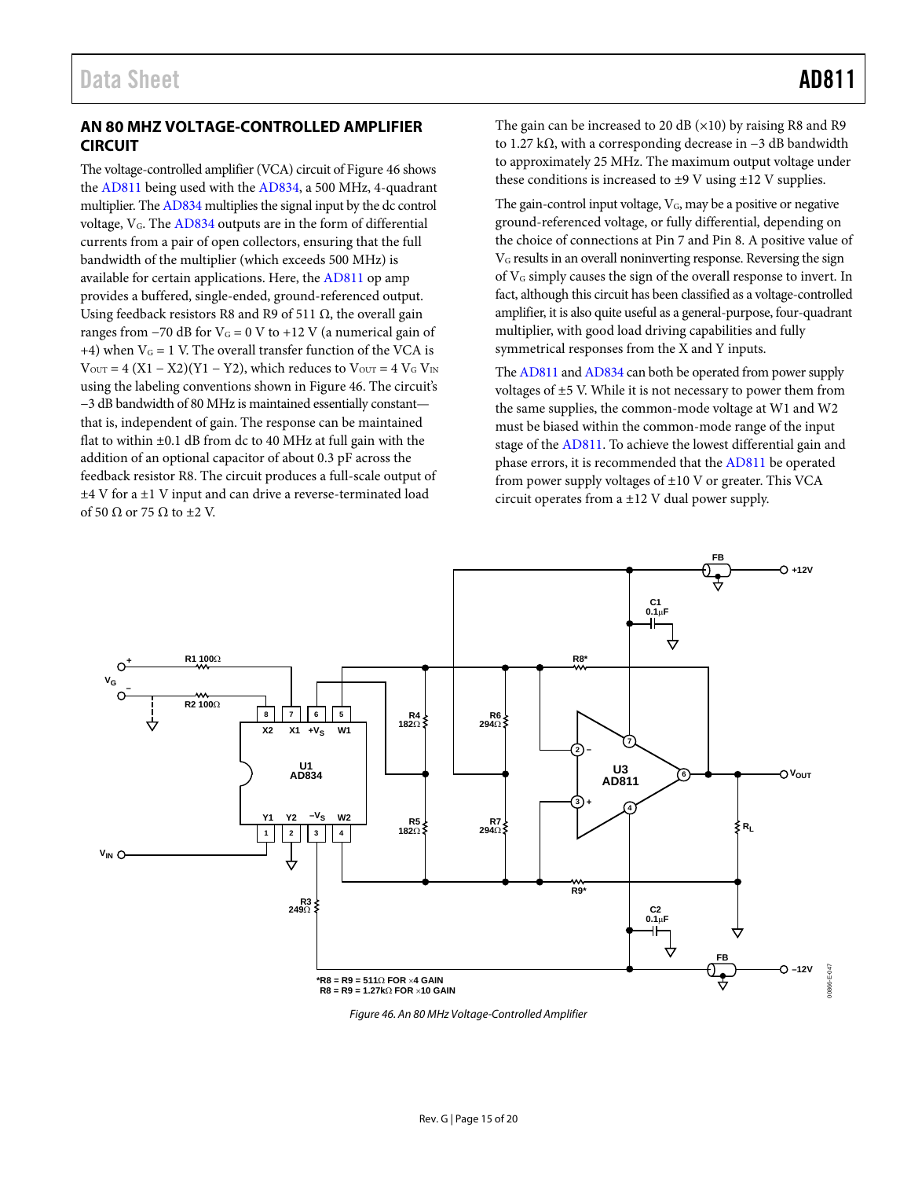## AN 80 MHZ VOLTAGE-CONTROLLED AMPLIFIER CIRCUIT

The voltage-controlled amplifier (VCA) circuit of Figure 46 shows the AD811 being used with the AD834, a 500 MHz, 4-quadrant multiplier. The AD834 multiplies the signal input by the dc control voltage, $V_G$. The AD834 outputs are in the form of differential currents from a pair of open collectors, ensuring that the full bandwidth of the multiplier (which exceeds 500 MHz) is available for certain applications. Here, the AD811 op amp provides a buffered, single-ended, ground-referenced output. Using feedback resistors R8 and R9 of 511 Ω, the overall gain ranges from −70 dB for $V_G$ = 0 V to +12 V (a numerical gain of +4) when $V_G$ = 1 V. The overall transfer function of the VCA is $V_{OUT} = 4\,(X1 - X2)(Y1 - Y2)$, which reduces to $V_{OUT} = 4\,V_G\,V_{IN}$ using the labeling conventions shown in Figure 46. The circuit's −3 dB bandwidth of 80 MHz is maintained essentially constant—that is, independent of gain. The response can be maintained flat to within ±0.1 dB from dc to 40 MHz at full gain with the addition of an optional capacitor of about 0.3 pF across the feedback resistor R8. The circuit produces a full-scale output of ±4 V for a ±1 V input and can drive a reverse-terminated load of 50 Ω or 75 Ω to ±2 V.

The gain can be increased to 20 dB (×10) by raising R8 and R9 to 1.27 kΩ, with a corresponding decrease in −3 dB bandwidth to approximately 25 MHz. The maximum output voltage under these conditions is increased to ±9 V using ±12 V supplies.

The gain-control input voltage, $V_G$, may be a positive or negative ground-referenced voltage, or fully differential, depending on the choice of connections at Pin 7 and Pin 8. A positive value of $V_G$ results in an overall noninverting response. Reversing the sign of $V_G$ simply causes the sign of the overall response to invert. In fact, although this circuit has been classified as a voltage-controlled amplifier, it is also quite useful as a general-purpose, four-quadrant multiplier, with good load driving capabilities and fully symmetrical responses from the X and Y inputs.

The AD811 and AD834 can both be operated from power supply voltages of ±5 V. While it is not necessary to power them from the same supplies, the common-mode voltage at W1 and W2 must be biased within the common-mode range of the input stage of the AD811. To achieve the lowest differential gain and phase errors, it is recommended that the AD811 be operated from power supply voltages of ±10 V or greater. This VCA circuit operates from a ±12 V dual power supply.

*Figure 46. An 80 MHz Voltage-Controlled Amplifier*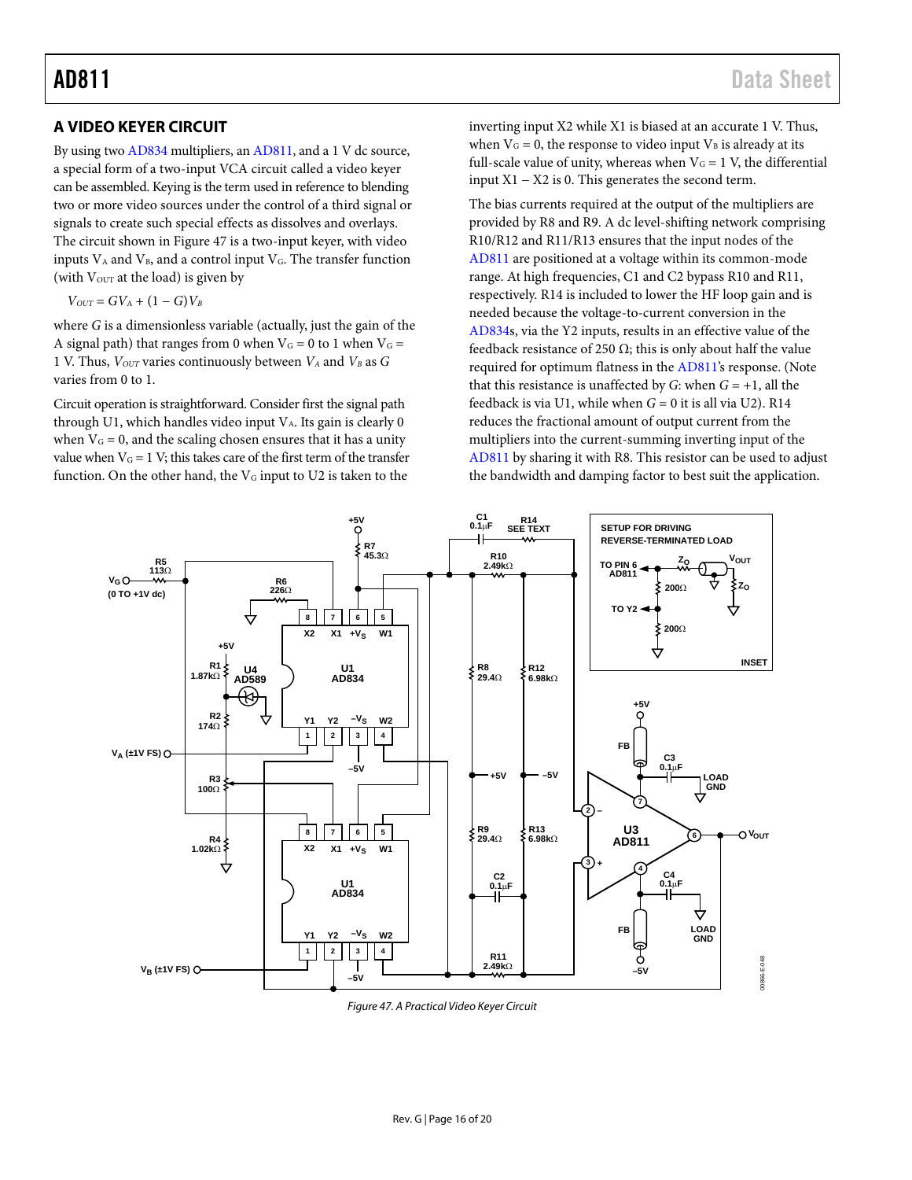## A VIDEO KEYER CIRCUIT

By using two AD834 multipliers, an AD811, and a 1 V dc source, a special form of a two-input VCA circuit called a video keyer can be assembled. Keying is the term used in reference to blending two or more video sources under the control of a third signal or signals to create such special effects as dissolves and overlays. The circuit shown in Figure 47 is a two-input keyer, with video inputs $V_A$ and $V_B$, and a control input $V_G$. The transfer function (with $V_{OUT}$ at the load) is given by

$$V_{OUT} = GV_A + (1 - G)V_B$$

where $G$ is a dimensionless variable (actually, just the gain of the A signal path) that ranges from 0 when $V_G$ = 0 to 1 when $V_G$ = 1 V. Thus, $V_{OUT}$ varies continuously between $V_A$ and $V_B$ as $G$ varies from 0 to 1.

Circuit operation is straightforward. Consider first the signal path through U1, which handles video input $V_A$. Its gain is clearly 0 when $V_G$ = 0, and the scaling chosen ensures that it has a unity value when $V_G$ = 1 V; this takes care of the first term of the transfer function. On the other hand, the $V_G$ input to U2 is taken to the inverting input X2 while X1 is biased at an accurate 1 V. Thus, when $V_G$ = 0, the response to video input $V_B$ is already at its full-scale value of unity, whereas when $V_G$ = 1 V, the differential input X1 − X2 is 0. This generates the second term.

The bias currents required at the output of the multipliers are provided by R8 and R9. A dc level-shifting network comprising R10/R12 and R11/R13 ensures that the input nodes of the AD811 are positioned at a voltage within its common-mode range. At high frequencies, C1 and C2 bypass R10 and R11, respectively. R14 is included to lower the HF loop gain and is needed because the voltage-to-current conversion in the AD834s, via the Y2 inputs, results in an effective value of the feedback resistance of 250 Ω; this is only about half the value required for optimum flatness in the AD811's response. (Note that this resistance is unaffected by $G$: when $G$ = +1, all the feedback is via U1, while when $G$ = 0 it is all via U2). R14 reduces the fractional amount of output current from the multipliers into the current-summing inverting input of the AD811 by sharing it with R8. This resistor can be used to adjust the bandwidth and damping factor to best suit the application.

*Figure 47. A Practical Video Keyer Circuit*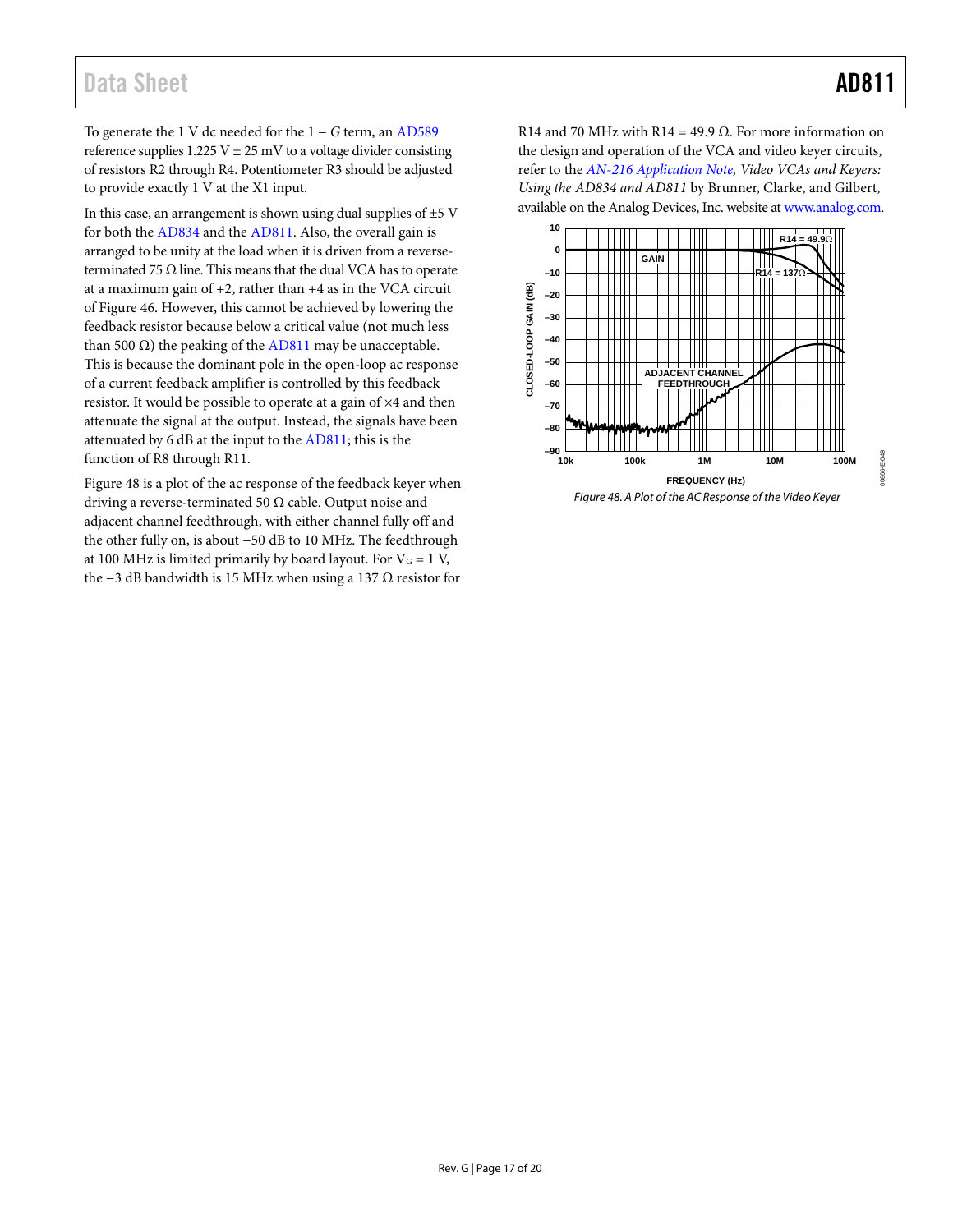To generate the 1 V dc needed for the 1 − *G* term, an AD589 reference supplies 1.225 V ± 25 mV to a voltage divider consisting of resistors R2 through R4. Potentiometer R3 should be adjusted to provide exactly 1 V at the X1 input.

In this case, an arrangement is shown using dual supplies of ±5 V for both the AD834 and the AD811. Also, the overall gain is arranged to be unity at the load when it is driven from a reverse-terminated 75 Ω line. This means that the dual VCA has to operate at a maximum gain of +2, rather than +4 as in the VCA circuit of Figure 46. However, this cannot be achieved by lowering the feedback resistor because below a critical value (not much less than 500 Ω) the peaking of the AD811 may be unacceptable. This is because the dominant pole in the open-loop ac response of a current feedback amplifier is controlled by this feedback resistor. It would be possible to operate at a gain of ×4 and then attenuate the signal at the output. Instead, the signals have been attenuated by 6 dB at the input to the AD811; this is the function of R8 through R11.

Figure 48 is a plot of the ac response of the feedback keyer when driving a reverse-terminated 50 Ω cable. Output noise and adjacent channel feedthrough, with either channel fully off and the other fully on, is about −50 dB to 10 MHz. The feedthrough at 100 MHz is limited primarily by board layout. For $V_G$ = 1 V, the −3 dB bandwidth is 15 MHz when using a 137 Ω resistor for R14 and 70 MHz with R14 = 49.9 Ω. For more information on the design and operation of the VCA and video keyer circuits, refer to the *AN-216 Application Note, Video VCAs and Keyers: Using the AD834 and AD811* by Brunner, Clarke, and Gilbert, available on the Analog Devices, Inc. website at www.analog.com.

*Figure 48. A Plot of the AC Response of the Video Keyer*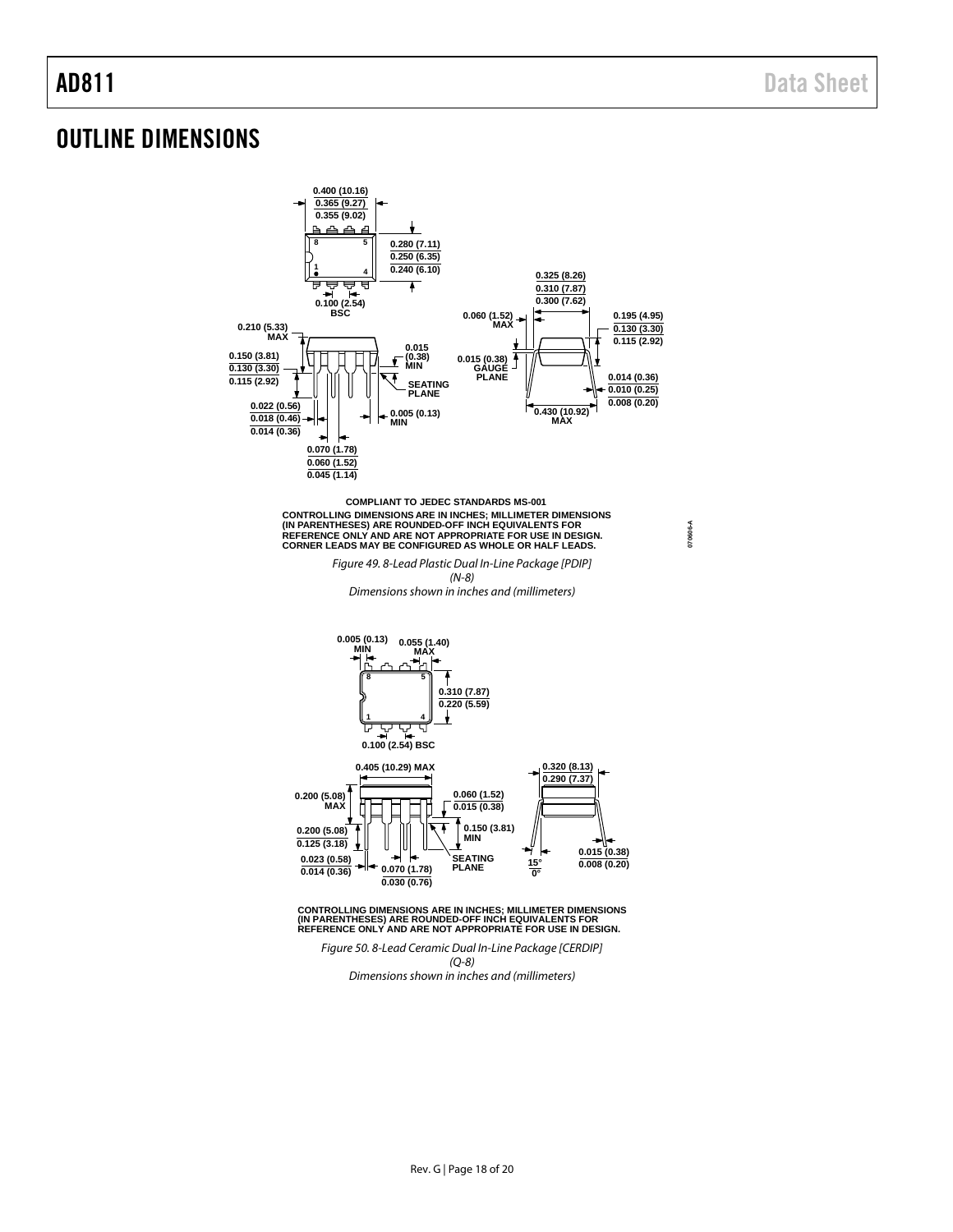# OUTLINE DIMENSIONS

COMPLIANT TO JEDEC STANDARDS MS-001
CONTROLLING DIMENSIONS ARE IN INCHES; MILLIMETER DIMENSIONS (IN PARENTHESES) ARE ROUNDED-OFF INCH EQUIVALENTS FOR REFERENCE ONLY AND ARE NOT APPROPRIATE FOR USE IN DESIGN. CORNER LEADS MAY BE CONFIGURED AS WHOLE OR HALF LEADS.

*Figure 49. 8-Lead Plastic Dual In-Line Package [PDIP] (N-8) Dimensions shown in inches and (millimeters)*

CONTROLLING DIMENSIONS ARE IN INCHES; MILLIMETER DIMENSIONS (IN PARENTHESES) ARE ROUNDED-OFF INCH EQUIVALENTS FOR REFERENCE ONLY AND ARE NOT APPROPRIATE FOR USE IN DESIGN.

*Figure 50. 8-Lead Ceramic Dual In-Line Package [CERDIP] (Q-8) Dimensions shown in inches and (millimeters)*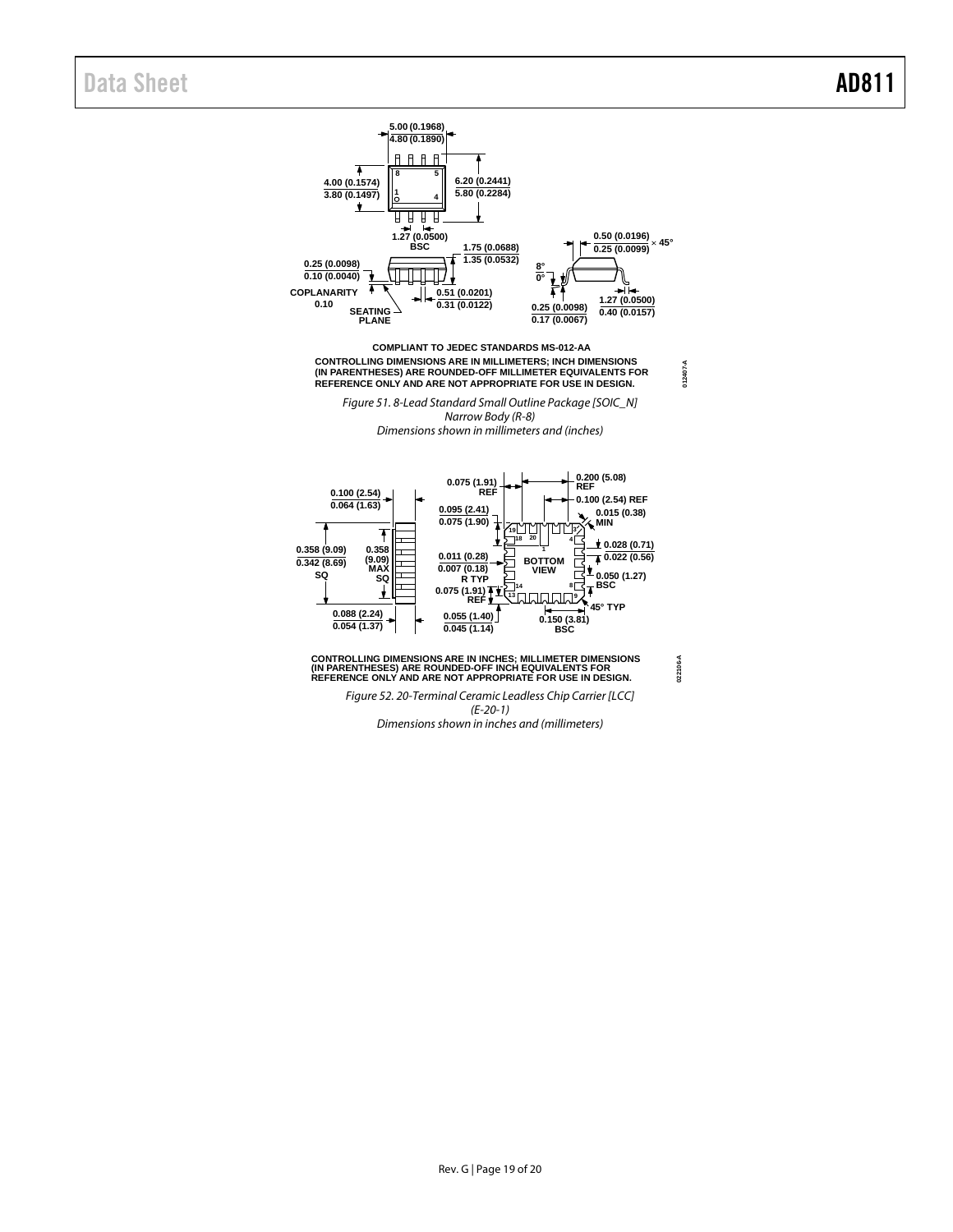COMPLIANT TO JEDEC STANDARDS MS-012-AA

CONTROLLING DIMENSIONS ARE IN MILLIMETERS; INCH DIMENSIONS (IN PARENTHESES) ARE ROUNDED-OFF MILLIMETER EQUIVALENTS FOR REFERENCE ONLY AND ARE NOT APPROPRIATE FOR USE IN DESIGN.

*Figure 51. 8-Lead Standard Small Outline Package [SOIC_N] Narrow Body (R-8) Dimensions shown in millimeters and (inches)*

CONTROLLING DIMENSIONS ARE IN INCHES; MILLIMETER DIMENSIONS (IN PARENTHESES) ARE ROUNDED-OFF INCH EQUIVALENTS FOR REFERENCE ONLY AND ARE NOT APPROPRIATE FOR USE IN DESIGN.

*Figure 52. 20-Terminal Ceramic Leadless Chip Carrier [LCC] (E-20-1) Dimensions shown in inches and (millimeters)*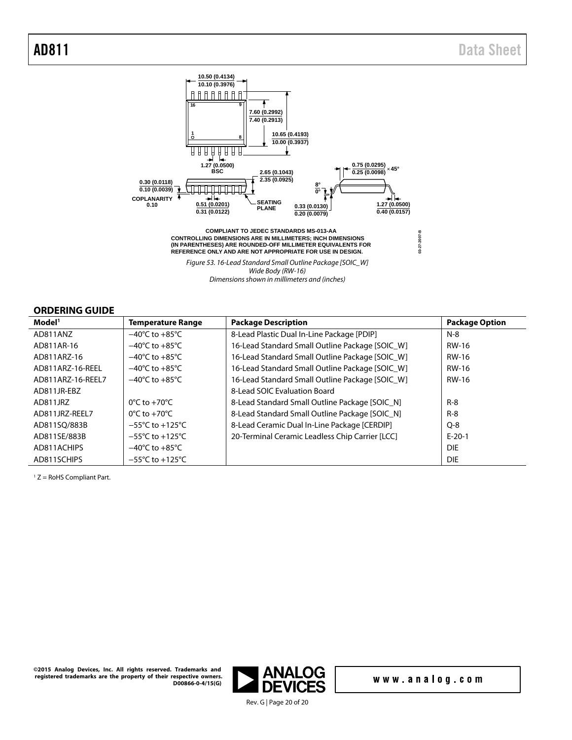10.50 (0.4134)
10.10 (0.3976)

16
9
1
8

7.60 (0.2992)
7.40 (0.2913)

10.65 (0.4193)
10.00 (0.3937)

1.27 (0.0500)
BSC

2.65 (0.1043)
2.35 (0.0925)

0.30 (0.0118)
0.10 (0.0039)

COPLANARITY
0.10

0.51 (0.0201)
0.31 (0.0122)

SEATING
PLANE

8°
0°

0.33 (0.0130)
0.20 (0.0079)

0.75 (0.0295)
0.25 (0.0098)
× 45°

1.27 (0.0500)
0.40 (0.0157)

COMPLIANT TO JEDEC STANDARDS MS-013-AA
CONTROLLING DIMENSIONS ARE IN MILLIMETERS; INCH DIMENSIONS (IN PARENTHESES) ARE ROUNDED-OFF MILLIMETER EQUIVALENTS FOR REFERENCE ONLY AND ARE NOT APPROPRIATE FOR USE IN DESIGN.

03-27-2007-B

*Figure 53. 16-Lead Standard Small Outline Package [SOIC_W]*
*Wide Body (RW-16)*
*Dimensions shown in millimeters and (inches)*

## ORDERING GUIDE

| Model[1] | Temperature Range | Package Description | Package Option |
|---|---|---|---|
| AD811ANZ | −40°C to +85°C | 8-Lead Plastic Dual In-Line Package [PDIP] | N-8 |
| AD811AR-16 | −40°C to +85°C | 16-Lead Standard Small Outline Package [SOIC_W] | RW-16 |
| AD811ARZ-16 | −40°C to +85°C | 16-Lead Standard Small Outline Package [SOIC_W] | RW-16 |
| AD811ARZ-16-REEL | −40°C to +85°C | 16-Lead Standard Small Outline Package [SOIC_W] | RW-16 |
| AD811ARZ-16-REEL7 | −40°C to +85°C | 16-Lead Standard Small Outline Package [SOIC_W] | RW-16 |
| AD811JR-EBZ | | 8-Lead SOIC Evaluation Board | |
| AD811JRZ | 0°C to +70°C | 8-Lead Standard Small Outline Package [SOIC_N] | R-8 |
| AD811JRZ-REEL7 | 0°C to +70°C | 8-Lead Standard Small Outline Package [SOIC_N] | R-8 |
| AD811SQ/883B | −55°C to +125°C | 8-Lead Ceramic Dual In-Line Package [CERDIP] | Q-8 |
| AD811SE/883B | −55°C to +125°C | 20-Terminal Ceramic Leadless Chip Carrier [LCC] | E-20-1 |
| AD811ACHIPS | −40°C to +85°C | | DIE |
| AD811SCHIPS | −55°C to +125°C | | DIE |

[1] Z = RoHS Compliant Part.

©2015 Analog Devices, Inc. All rights reserved. Trademarks and registered trademarks are the property of their respective owners.
D00866-0-4/15(G)

www.analog.com